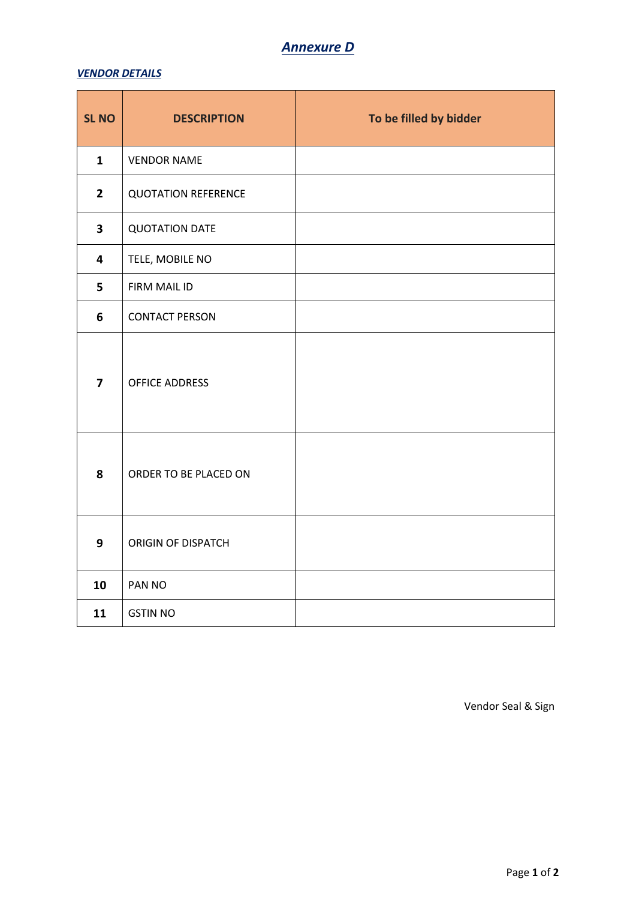# *Annexure D*

***VENDOR DETAILS***

| SL NO | DESCRIPTION | To be filled by bidder |
|---|---|---|
| **1** | VENDOR NAME | |
| **2** | QUOTATION REFERENCE | |
| **3** | QUOTATION DATE | |
| **4** | TELE, MOBILE NO | |
| **5** | FIRM MAIL ID | |
| **6** | CONTACT PERSON | |
| **7** | OFFICE ADDRESS | |
| **8** | ORDER TO BE PLACED ON | |
| **9** | ORIGIN OF DISPATCH | |
| **10** | PAN NO | |
| **11** | GSTIN NO | |

Vendor Seal & Sign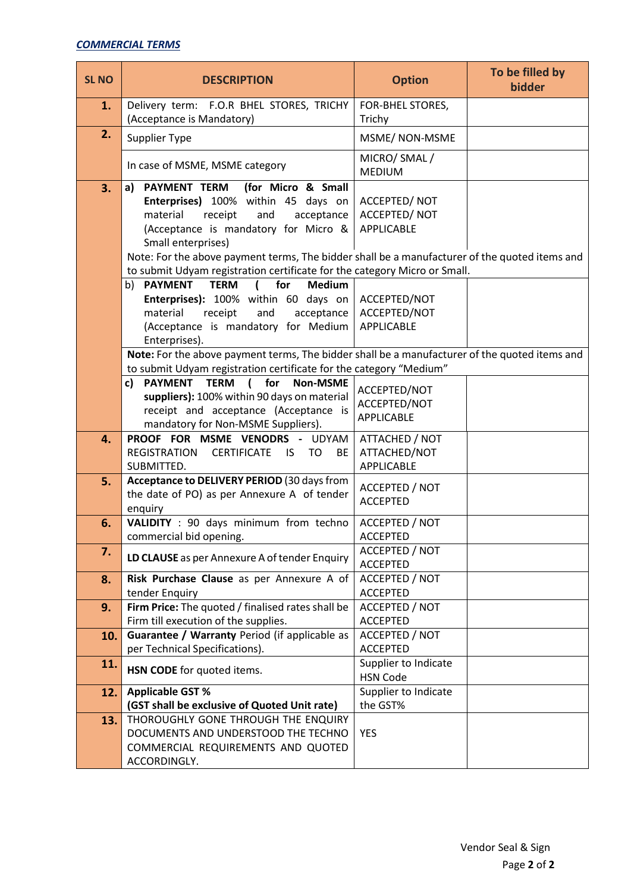***COMMERCIAL TERMS***

| SL NO | DESCRIPTION | Option | To be filled by bidder |
|---|---|---|---|
| **1.** | Delivery term: F.O.R BHEL STORES, TRICHY (Acceptance is Mandatory) | FOR-BHEL STORES, Trichy | |
| **2.** | Supplier Type | MSME/ NON-MSME | |
| | In case of MSME, MSME category | MICRO/ SMAL / MEDIUM | |
| **3.** | **a) PAYMENT TERM (for Micro & Small Enterprises)** 100% within 45 days on material receipt and acceptance (Acceptance is mandatory for Micro & Small enterprises) | ACCEPTED/ NOT ACCEPTED/ NOT APPLICABLE | |
| | Note: For the above payment terms, The bidder shall be a manufacturer of the quoted items and to submit Udyam registration certificate for the category Micro or Small. | | |
| | b) **PAYMENT TERM ( for Medium Enterprises):** 100% within 60 days on material receipt and acceptance (Acceptance is mandatory for Medium Enterprises). | ACCEPTED/NOT ACCEPTED/NOT APPLICABLE | |
| | **Note:** For the above payment terms, The bidder shall be a manufacturer of the quoted items and to submit Udyam registration certificate for the category "Medium" | | |
| | **c) PAYMENT TERM ( for Non-MSME suppliers):** 100% within 90 days on material receipt and acceptance (Acceptance is mandatory for Non-MSME Suppliers). | ACCEPTED/NOT ACCEPTED/NOT APPLICABLE | |
| **4.** | **PROOF FOR MSME VENODRS -** UDYAM REGISTRATION CERTIFICATE IS TO BE SUBMITTED. | ATTACHED / NOT ATTACHED/NOT APPLICABLE | |
| **5.** | **Acceptance to DELIVERY PERIOD** (30 days from the date of PO) as per Annexure A of tender enquiry | ACCEPTED / NOT ACCEPTED | |
| **6.** | **VALIDITY** : 90 days minimum from techno commercial bid opening. | ACCEPTED / NOT ACCEPTED | |
| **7.** | **LD CLAUSE** as per Annexure A of tender Enquiry | ACCEPTED / NOT ACCEPTED | |
| **8.** | **Risk Purchase Clause** as per Annexure A of tender Enquiry | ACCEPTED / NOT ACCEPTED | |
| **9.** | **Firm Price:** The quoted / finalised rates shall be Firm till execution of the supplies. | ACCEPTED / NOT ACCEPTED | |
| **10.** | **Guarantee / Warranty** Period (if applicable as per Technical Specifications). | ACCEPTED / NOT ACCEPTED | |
| **11.** | **HSN CODE** for quoted items. | Supplier to Indicate HSN Code | |
| **12.** | **Applicable GST %** **(GST shall be exclusive of Quoted Unit rate)** | Supplier to Indicate the GST% | |
| **13.** | THOROUGHLY GONE THROUGH THE ENQUIRY DOCUMENTS AND UNDERSTOOD THE TECHNO COMMERCIAL REQUIREMENTS AND QUOTED ACCORDINGLY. | YES | |

Vendor Seal & Sign